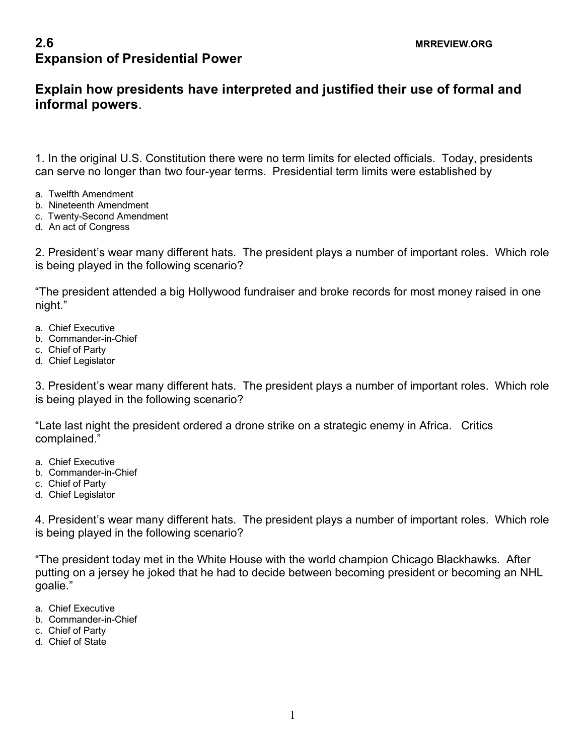# 2.6 Expansion of Presidential Power

MRREVIEW.ORG

## Explain how presidents have interpreted and justified their use of formal and informal powers.

1. In the original U.S. Constitution there were no term limits for elected officials. Today, presidents can serve no longer than two four-year terms. Presidential term limits were established by

a. Twelfth Amendment
b. Nineteenth Amendment
c. Twenty-Second Amendment
d. An act of Congress

2. President's wear many different hats. The president plays a number of important roles. Which role is being played in the following scenario?

"The president attended a big Hollywood fundraiser and broke records for most money raised in one night."

a. Chief Executive
b. Commander-in-Chief
c. Chief of Party
d. Chief Legislator

3. President's wear many different hats. The president plays a number of important roles. Which role is being played in the following scenario?

"Late last night the president ordered a drone strike on a strategic enemy in Africa. Critics complained."

a. Chief Executive
b. Commander-in-Chief
c. Chief of Party
d. Chief Legislator

4. President's wear many different hats. The president plays a number of important roles. Which role is being played in the following scenario?

"The president today met in the White House with the world champion Chicago Blackhawks. After putting on a jersey he joked that he had to decide between becoming president or becoming an NHL goalie."

a. Chief Executive
b. Commander-in-Chief
c. Chief of Party
d. Chief of State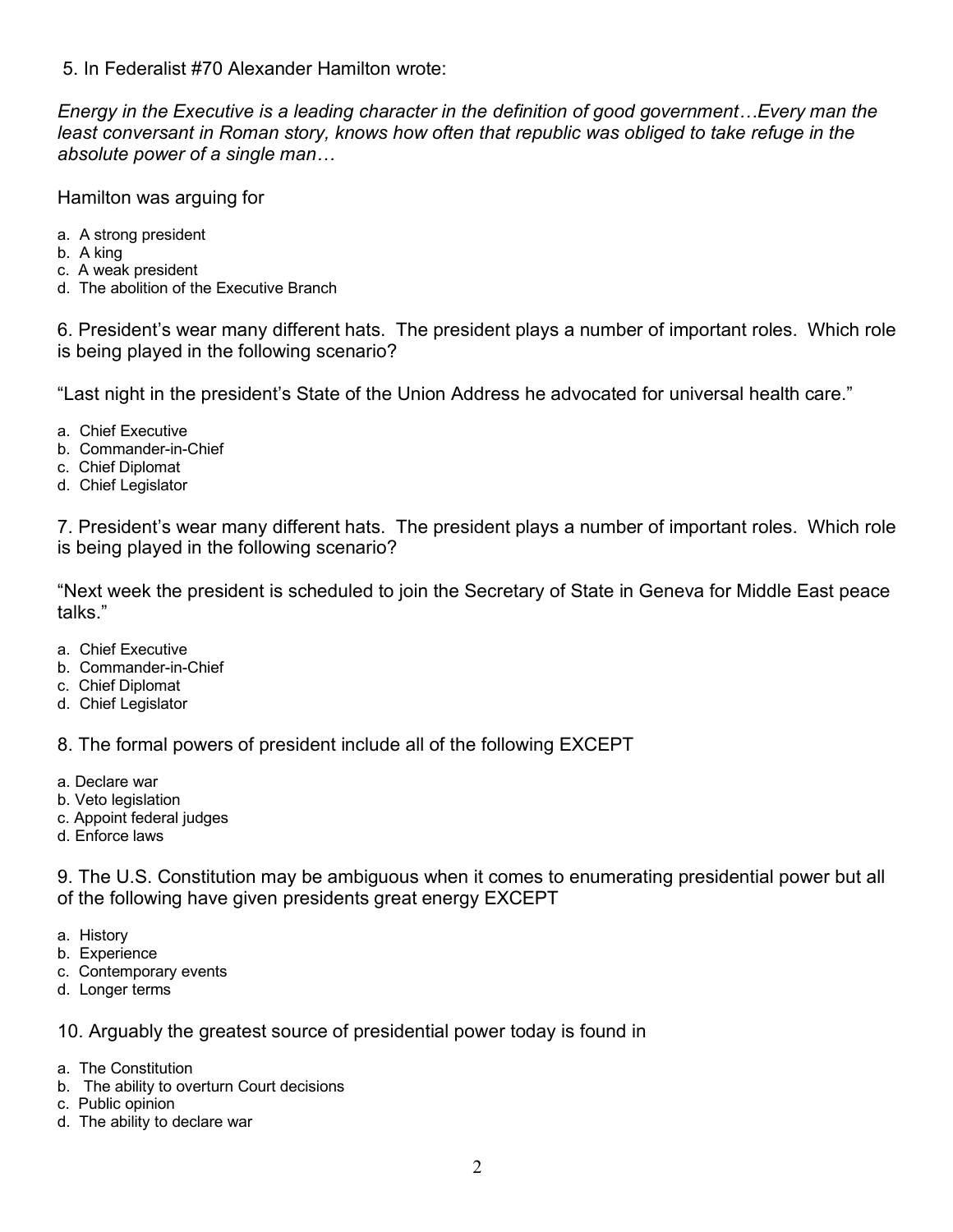5. In Federalist #70 Alexander Hamilton wrote:

*Energy in the Executive is a leading character in the definition of good government…Every man the least conversant in Roman story, knows how often that republic was obliged to take refuge in the absolute power of a single man…*

Hamilton was arguing for

a. A strong president
b. A king
c. A weak president
d. The abolition of the Executive Branch

6. President's wear many different hats. The president plays a number of important roles. Which role is being played in the following scenario?

"Last night in the president's State of the Union Address he advocated for universal health care."

a. Chief Executive
b. Commander-in-Chief
c. Chief Diplomat
d. Chief Legislator

7. President's wear many different hats. The president plays a number of important roles. Which role is being played in the following scenario?

"Next week the president is scheduled to join the Secretary of State in Geneva for Middle East peace talks."

a. Chief Executive
b. Commander-in-Chief
c. Chief Diplomat
d. Chief Legislator

8. The formal powers of president include all of the following EXCEPT

a. Declare war
b. Veto legislation
c. Appoint federal judges
d. Enforce laws

9. The U.S. Constitution may be ambiguous when it comes to enumerating presidential power but all of the following have given presidents great energy EXCEPT

a. History
b. Experience
c. Contemporary events
d. Longer terms

10. Arguably the greatest source of presidential power today is found in

a. The Constitution
b. The ability to overturn Court decisions
c. Public opinion
d. The ability to declare war